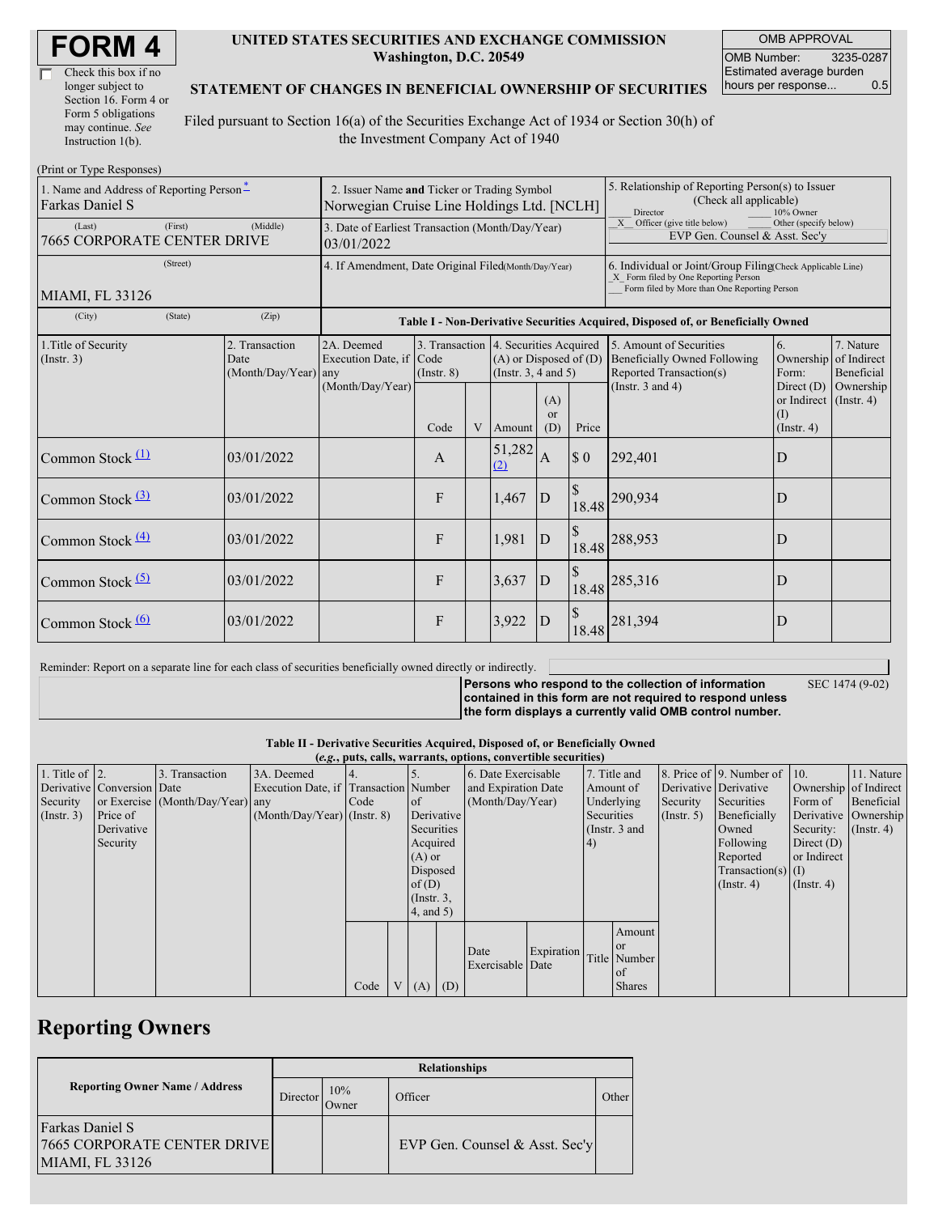# FORM 4

☐ Check this box if no longer subject to Section 16. Form 4 or Form 5 obligations may continue. *See* Instruction 1(b).

**UNITED STATES SECURITIES AND EXCHANGE COMMISSION**
**Washington, D.C. 20549**

**STATEMENT OF CHANGES IN BENEFICIAL OWNERSHIP OF SECURITIES**

Filed pursuant to Section 16(a) of the Securities Exchange Act of 1934 or Section 30(h) of the Investment Company Act of 1940

| OMB APPROVAL | |
|---|---|
| OMB Number: | 3235-0287 |
| Estimated average burden hours per response... | 0.5 |

(Print or Type Responses)

| | | |
|---|---|---|
| 1. Name and Address of Reporting Person* Farkas Daniel S<br>(Last) (First) (Middle)<br>7665 CORPORATE CENTER DRIVE<br>(Street)<br>MIAMI, FL 33126<br>(City) (State) (Zip) | 2. Issuer Name **and** Ticker or Trading Symbol<br>Norwegian Cruise Line Holdings Ltd. [NCLH]<br>3. Date of Earliest Transaction (Month/Day/Year)<br>03/01/2022<br>4. If Amendment, Date Original Filed(Month/Day/Year) | 5. Relationship of Reporting Person(s) to Issuer (Check all applicable)<br>___ Director ___ 10% Owner<br>_X_ Officer (give title below) ___ Other (specify below)<br>EVP Gen. Counsel & Asst. Sec'y<br>6. Individual or Joint/Group Filing(Check Applicable Line)<br>_X_ Form filed by One Reporting Person<br>___ Form filed by More than One Reporting Person |

**Table I - Non-Derivative Securities Acquired, Disposed of, or Beneficially Owned**

| 1.Title of Security (Instr. 3) | 2. Transaction Date (Month/Day/Year) | 2A. Deemed Execution Date, if any (Month/Day/Year) | 3. Transaction Code (Instr. 8) | | 4. Securities Acquired (A) or Disposed of (D) (Instr. 3, 4 and 5) | | | 5. Amount of Securities Beneficially Owned Following Reported Transaction(s) (Instr. 3 and 4) | 6. Ownership Form: Direct (D) or Indirect (I) (Instr. 4) | 7. Nature of Indirect Beneficial Ownership (Instr. 4) |
|---|---|---|---|---|---|---|---|---|---|---|
| | | | Code | V | Amount | (A) or (D) | Price | | | |
| Common Stock (1) | 03/01/2022 | | A | | 51,282 (2) | A | $ 0 | 292,401 | D | |
| Common Stock (3) | 03/01/2022 | | F | | 1,467 | D | $ 18.48 | 290,934 | D | |
| Common Stock (4) | 03/01/2022 | | F | | 1,981 | D | $ 18.48 | 288,953 | D | |
| Common Stock (5) | 03/01/2022 | | F | | 3,637 | D | $ 18.48 | 285,316 | D | |
| Common Stock (6) | 03/01/2022 | | F | | 3,922 | D | $ 18.48 | 281,394 | D | |

Reminder: Report on a separate line for each class of securities beneficially owned directly or indirectly.

**Persons who respond to the collection of information contained in this form are not required to respond unless the form displays a currently valid OMB control number.** SEC 1474 (9-02)

**Table II - Derivative Securities Acquired, Disposed of, or Beneficially Owned**
**(*e.g.*, puts, calls, warrants, options, convertible securities)**

| 1. Title of Derivative Security (Instr. 3) | 2. Conversion or Exercise Price of Derivative Security | 3. Transaction Date (Month/Day/Year) | 3A. Deemed Execution Date, if any (Month/Day/Year) | 4. Transaction Code (Instr. 8) | | 5. Number of Derivative Securities Acquired (A) or Disposed of (D) (Instr. 3, 4, and 5) | | 6. Date Exercisable and Expiration Date (Month/Day/Year) | | 7. Title and Amount of Underlying Securities (Instr. 3 and 4) | | 8. Price of Derivative Security (Instr. 5) | 9. Number of Derivative Securities Beneficially Owned Following Reported Transaction(s) (Instr. 4) | 10. Ownership Form of Derivative Security: Direct (D) or Indirect (I) (Instr. 4) | 11. Nature of Indirect Beneficial Ownership (Instr. 4) |
|---|---|---|---|---|---|---|---|---|---|---|---|---|---|---|---|
| | | | | Code | V | (A) | (D) | Date Exercisable | Expiration Date | Title | Amount or Number of Shares | | | | |

## Reporting Owners

| Reporting Owner Name / Address | Relationships | | | |
|---|---|---|---|---|
| | Director | 10% Owner | Officer | Other |
| Farkas Daniel S<br>7665 CORPORATE CENTER DRIVE<br>MIAMI, FL 33126 | | | EVP Gen. Counsel & Asst. Sec'y | |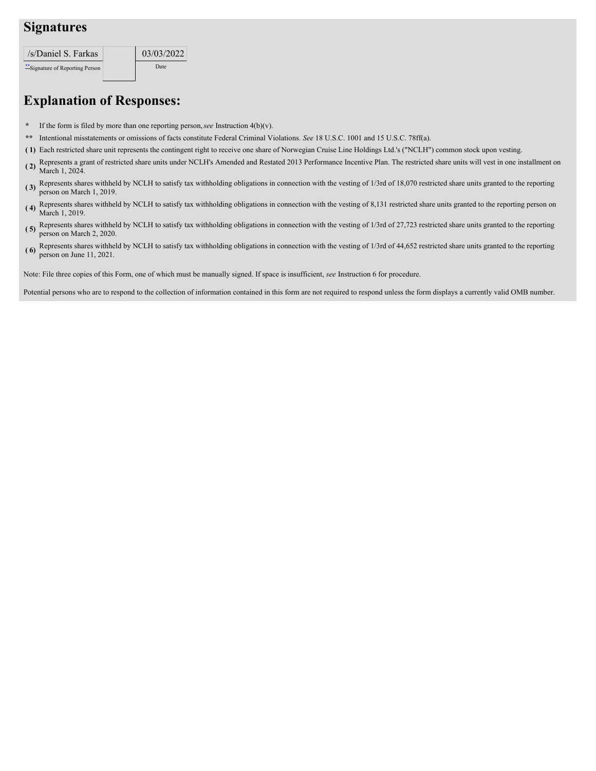## Signatures

| | | |
|---|---|---|
| /s/Daniel S. Farkas | | 03/03/2022 |
| ** Signature of Reporting Person | | Date |

## Explanation of Responses:

- \* If the form is filed by more than one reporting person, *see* Instruction 4(b)(v).
- \*\* Intentional misstatements or omissions of facts constitute Federal Criminal Violations. *See* 18 U.S.C. 1001 and 15 U.S.C. 78ff(a).
- **( 1)** Each restricted share unit represents the contingent right to receive one share of Norwegian Cruise Line Holdings Ltd.'s ("NCLH") common stock upon vesting.
- **( 2)** Represents a grant of restricted share units under NCLH's Amended and Restated 2013 Performance Incentive Plan. The restricted share units will vest in one installment on March 1, 2024.
- **( 3)** Represents shares withheld by NCLH to satisfy tax withholding obligations in connection with the vesting of 1/3rd of 18,070 restricted share units granted to the reporting person on March 1, 2019.
- **( 4)** Represents shares withheld by NCLH to satisfy tax withholding obligations in connection with the vesting of 8,131 restricted share units granted to the reporting person on March 1, 2019.
- **( 5)** Represents shares withheld by NCLH to satisfy tax withholding obligations in connection with the vesting of 1/3rd of 27,723 restricted share units granted to the reporting person on March 2, 2020.
- **( 6)** Represents shares withheld by NCLH to satisfy tax withholding obligations in connection with the vesting of 1/3rd of 44,652 restricted share units granted to the reporting person on June 11, 2021.

Note: File three copies of this Form, one of which must be manually signed. If space is insufficient, *see* Instruction 6 for procedure.

Potential persons who are to respond to the collection of information contained in this form are not required to respond unless the form displays a currently valid OMB number.